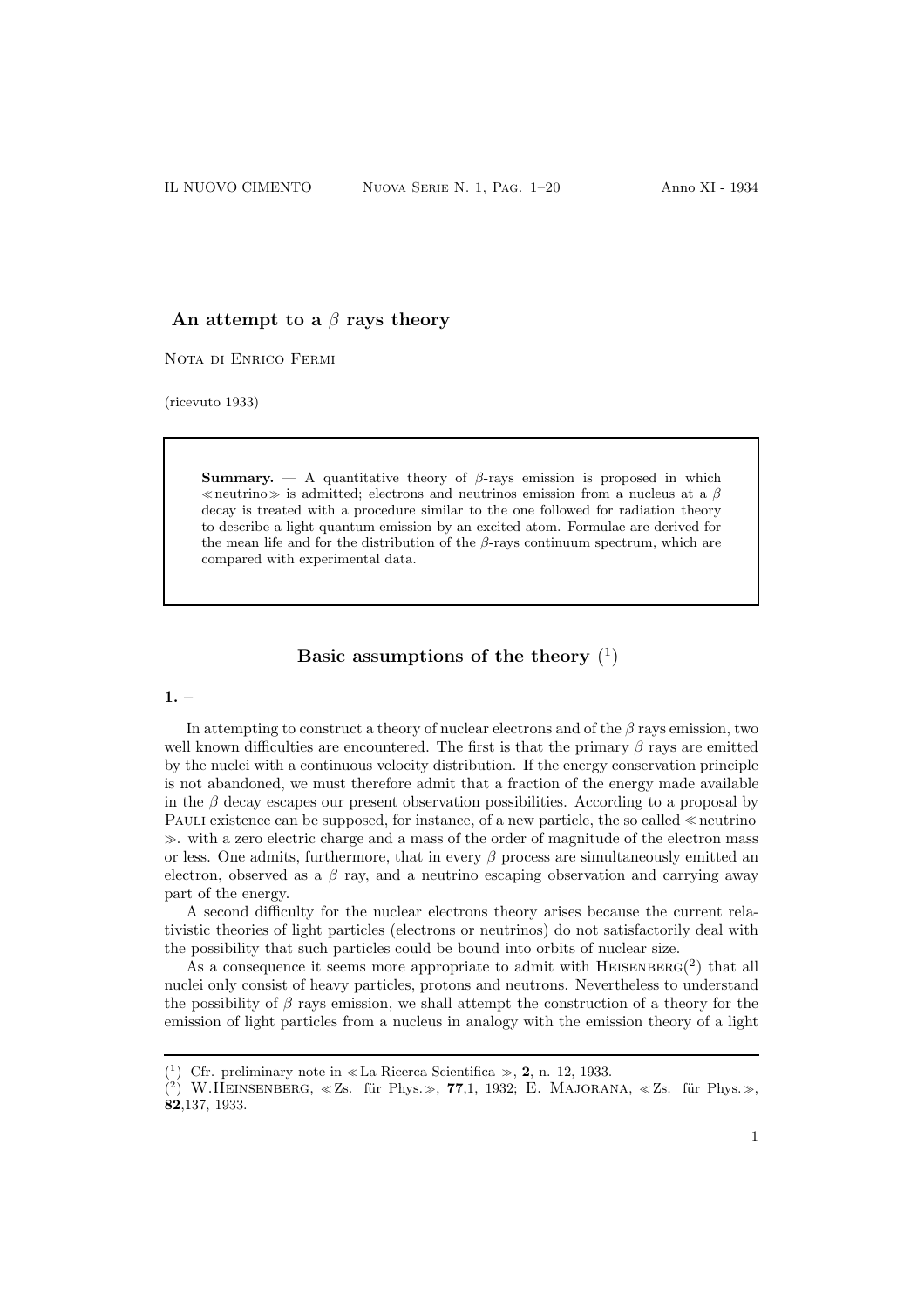# An attempt to a $\beta$ rays theory

Nota di Enrico Fermi

(ricevuto 1933)

> **Summary.** — A quantitative theory of $\beta$-rays emission is proposed in which ≪neutrino≫ is admitted; electrons and neutrinos emission from a nucleus at a $\beta$ decay is treated with a procedure similar to the one followed for radiation theory to describe a light quantum emission by an excited atom. Formulae are derived for the mean life and for the distribution of the $\beta$-rays continuum spectrum, which are compared with experimental data.

## Basic assumptions of the theory [1]

**1.** –

In attempting to construct a theory of nuclear electrons and of the $\beta$ rays emission, two well known difficulties are encountered. The first is that the primary $\beta$ rays are emitted by the nuclei with a continuous velocity distribution. If the energy conservation principle is not abandoned, we must therefore admit that a fraction of the energy made available in the $\beta$ decay escapes our present observation possibilities. According to a proposal by Pauli existence can be supposed, for instance, of a new particle, the so called ≪neutrino ≫. with a zero electric charge and a mass of the order of magnitude of the electron mass or less. One admits, furthermore, that in every $\beta$ process are simultaneously emitted an electron, observed as a $\beta$ ray, and a neutrino escaping observation and carrying away part of the energy.

A second difficulty for the nuclear electrons theory arises because the current relativistic theories of light particles (electrons or neutrinos) do not satisfactorily deal with the possibility that such particles could be bound into orbits of nuclear size.

As a consequence it seems more appropriate to admit with Heisenberg[2] that all nuclei only consist of heavy particles, protons and neutrons. Nevertheless to understand the possibility of $\beta$ rays emission, we shall attempt the construction of a theory for the emission of light particles from a nucleus in analogy with the emission theory of a light

---

[1] Cfr. preliminary note in ≪La Ricerca Scientifica ≫, **2**, n. 12, 1933.

[2] W.Heinsenberg, ≪Zs. für Phys.≫, **77**,1, 1932; E. Majorana, ≪Zs. für Phys.≫, **82**,137, 1933.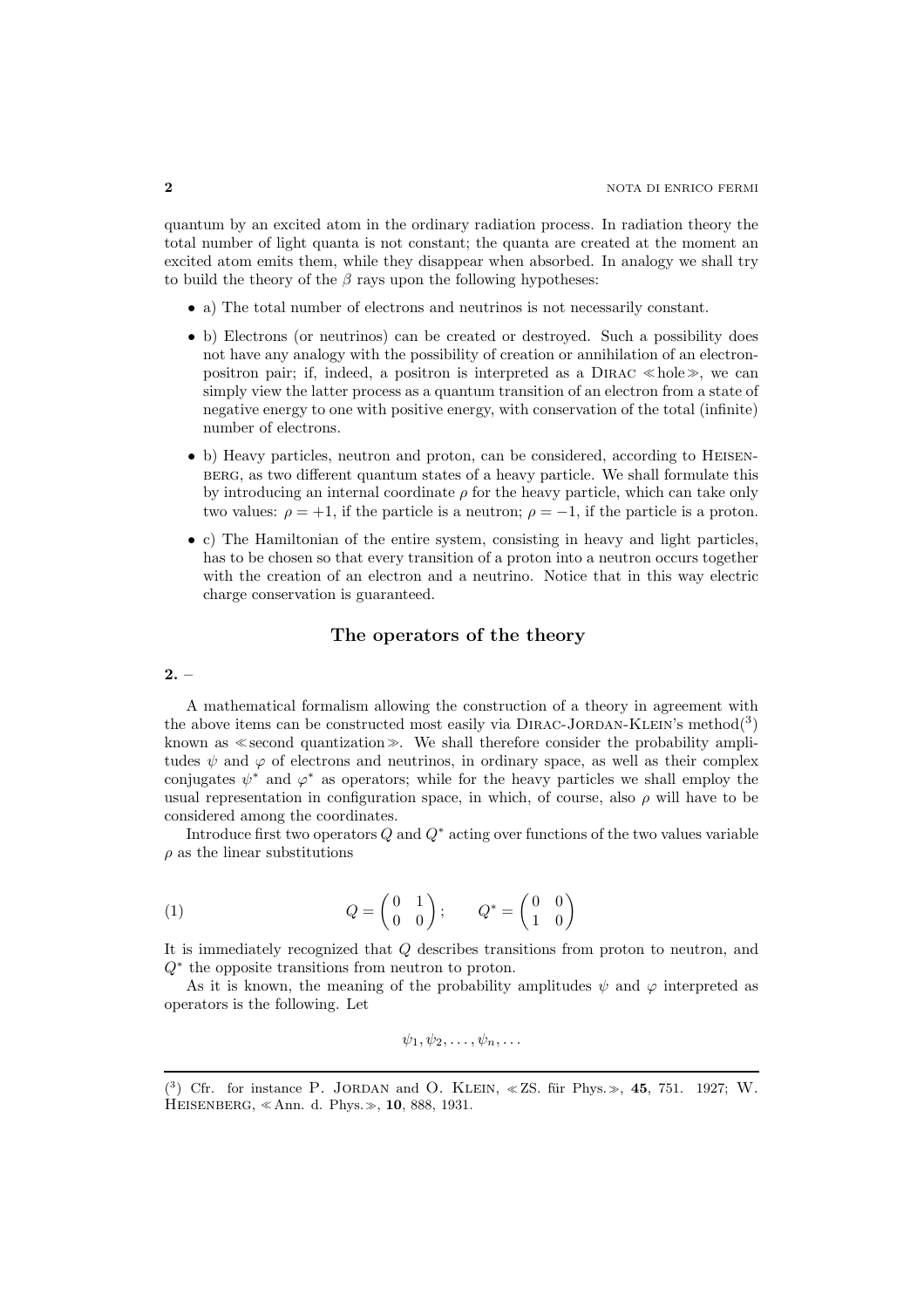quantum by an excited atom in the ordinary radiation process. In radiation theory the total number of light quanta is not constant; the quanta are created at the moment an excited atom emits them, while they disappear when absorbed. In analogy we shall try to build the theory of the $\beta$ rays upon the following hypotheses:

- a) The total number of electrons and neutrinos is not necessarily constant.
- b) Electrons (or neutrinos) can be created or destroyed. Such a possibility does not have any analogy with the possibility of creation or annihilation of an electron-positron pair; if, indeed, a positron is interpreted as a Dirac ≪hole≫, we can simply view the latter process as a quantum transition of an electron from a state of negative energy to one with positive energy, with conservation of the total (infinite) number of electrons.
- b) Heavy particles, neutron and proton, can be considered, according to Heisenberg, as two different quantum states of a heavy particle. We shall formulate this by introducing an internal coordinate $\rho$ for the heavy particle, which can take only two values: $\rho = +1$, if the particle is a neutron; $\rho = -1$, if the particle is a proton.
- c) The Hamiltonian of the entire system, consisting in heavy and light particles, has to be chosen so that every transition of a proton into a neutron occurs together with the creation of an electron and a neutrino. Notice that in this way electric charge conservation is guaranteed.

## The operators of the theory

**2.** –

A mathematical formalism allowing the construction of a theory in agreement with the above items can be constructed most easily via Dirac-Jordan-Klein's method([3]) known as ≪second quantization≫. We shall therefore consider the probability amplitudes $\psi$ and $\varphi$ of electrons and neutrinos, in ordinary space, as well as their complex conjugates $\psi^*$ and $\varphi^*$ as operators; while for the heavy particles we shall employ the usual representation in configuration space, in which, of course, also $\rho$ will have to be considered among the coordinates.

Introduce first two operators $Q$ and $Q^*$ acting over functions of the two values variable $\rho$ as the linear substitutions

$$Q = \begin{pmatrix} 0 & 1 \\ 0 & 0 \end{pmatrix}; \qquad Q^* = \begin{pmatrix} 0 & 0 \\ 1 & 0 \end{pmatrix} \tag{1}$$

It is immediately recognized that $Q$ describes transitions from proton to neutron, and $Q^*$ the opposite transitions from neutron to proton.

As it is known, the meaning of the probability amplitudes $\psi$ and $\varphi$ interpreted as operators is the following. Let

$$\psi_1, \psi_2, \ldots, \psi_n, \ldots$$

---

([3]) Cfr. for instance P. Jordan and O. Klein, ≪ZS. für Phys.≫, **45**, 751. 1927; W. Heisenberg, ≪Ann. d. Phys.≫, **10**, 888, 1931.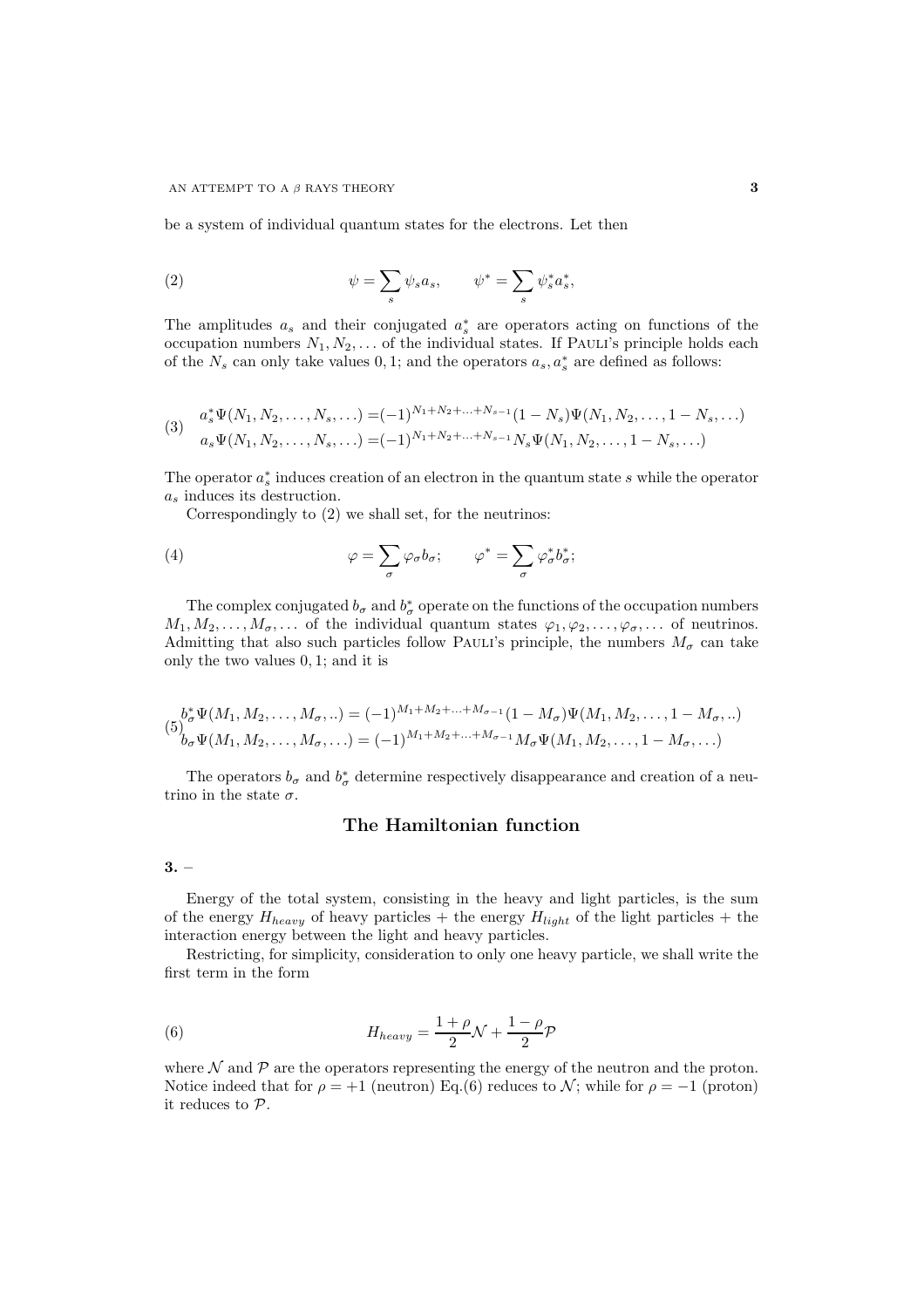be a system of individual quantum states for the electrons. Let then

$$\psi = \sum_s \psi_s a_s, \qquad \psi^* = \sum_s \psi_s^* a_s^*, \tag{2}$$

The amplitudes $a_s$ and their conjugated $a_s^*$ are operators acting on functions of the occupation numbers $N_1, N_2, \ldots$ of the individual states. If PAULI's principle holds each of the $N_s$ can only take values $0, 1$; and the operators $a_s, a_s^*$ are defined as follows:

$$\begin{aligned} a_s^* \Psi(N_1, N_2, \ldots, N_s, \ldots) &= (-1)^{N_1+N_2+\ldots+N_{s-1}}(1-N_s)\Psi(N_1, N_2, \ldots, 1-N_s, \ldots) \\ a_s \Psi(N_1, N_2, \ldots, N_s, \ldots) &= (-1)^{N_1+N_2+\ldots+N_{s-1}} N_s \Psi(N_1, N_2, \ldots, 1-N_s, \ldots) \end{aligned} \tag{3}$$

The operator $a_s^*$ induces creation of an electron in the quantum state $s$ while the operator $a_s$ induces its destruction.

Correspondingly to (2) we shall set, for the neutrinos:

$$\varphi = \sum_\sigma \varphi_\sigma b_\sigma; \qquad \varphi^* = \sum_\sigma \varphi_\sigma^* b_\sigma^*; \tag{4}$$

The complex conjugated $b_\sigma$ and $b_\sigma^*$ operate on the functions of the occupation numbers $M_1, M_2, \ldots, M_\sigma, \ldots$ of the individual quantum states $\varphi_1, \varphi_2, \ldots, \varphi_\sigma, \ldots$ of neutrinos. Admitting that also such particles follow PAULI's principle, the numbers $M_\sigma$ can take only the two values $0, 1$; and it is

$$\begin{aligned} b_\sigma^* \Psi(M_1, M_2, \ldots, M_\sigma, ..) &= (-1)^{M_1+M_2+\ldots+M_{\sigma-1}}(1-M_\sigma)\Psi(M_1, M_2, \ldots, 1-M_\sigma, ..) \\ b_\sigma \Psi(M_1, M_2, \ldots, M_\sigma, \ldots) &= (-1)^{M_1+M_2+\ldots+M_{\sigma-1}} M_\sigma \Psi(M_1, M_2, \ldots, 1-M_\sigma, \ldots) \end{aligned} \tag{5}$$

The operators $b_\sigma$ and $b_\sigma^*$ determine respectively disappearance and creation of a neutrino in the state $\sigma$.

## The Hamiltonian function

**3.** –

Energy of the total system, consisting in the heavy and light particles, is the sum of the energy $H_{heavy}$ of heavy particles + the energy $H_{light}$ of the light particles + the interaction energy between the light and heavy particles.

Restricting, for simplicity, consideration to only one heavy particle, we shall write the first term in the form

$$H_{heavy} = \frac{1+\rho}{2}\mathcal{N} + \frac{1-\rho}{2}\mathcal{P} \tag{6}$$

where $\mathcal{N}$ and $\mathcal{P}$ are the operators representing the energy of the neutron and the proton. Notice indeed that for $\rho = +1$ (neutron) Eq.(6) reduces to $\mathcal{N}$; while for $\rho = -1$ (proton) it reduces to $\mathcal{P}$.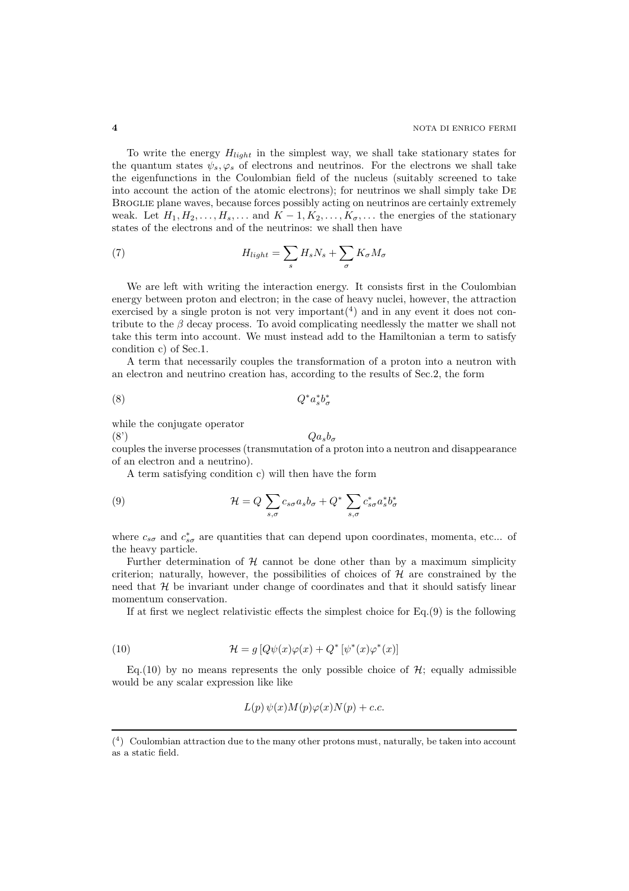To write the energy $H_{light}$ in the simplest way, we shall take stationary states for the quantum states $\psi_s, \varphi_s$ of electrons and neutrinos. For the electrons we shall take the eigenfunctions in the Coulombian field of the nucleus (suitably screened to take into account the action of the atomic electrons); for neutrinos we shall simply take De Broglie plane waves, because forces possibly acting on neutrinos are certainly extremely weak. Let $H_1, H_2, \ldots, H_s, \ldots$ and $K-1, K_2, \ldots, K_\sigma, \ldots$ the energies of the stationary states of the electrons and of the neutrinos: we shall then have

$$H_{light} = \sum_s H_s N_s + \sum_\sigma K_\sigma M_\sigma \tag{7}$$

We are left with writing the interaction energy. It consists first in the Coulombian energy between proton and electron; in the case of heavy nuclei, however, the attraction exercised by a single proton is not very important([4]) and in any event it does not contribute to the $\beta$ decay process. To avoid complicating needlessly the matter we shall not take this term into account. We must instead add to the Hamiltonian a term to satisfy condition c) of Sec.1.

A term that necessarily couples the transformation of a proton into a neutron with an electron and neutrino creation has, according to the results of Sec.2, the form

$$Q^* a_s^* b_\sigma^* \tag{8}$$

while the conjugate operator

$$Q a_s b_\sigma \tag{8'}$$

couples the inverse processes (transmutation of a proton into a neutron and disappearance of an electron and a neutrino).

A term satisfying condition c) will then have the form

$$\mathcal{H} = Q \sum_{s,\sigma} c_{s\sigma} a_s b_\sigma + Q^* \sum_{s,\sigma} c_{s\sigma}^* a_s^* b_\sigma^* \tag{9}$$

where $c_{s\sigma}$ and $c_{s\sigma}^*$ are quantities that can depend upon coordinates, momenta, etc... of the heavy particle.

Further determination of $\mathcal{H}$ cannot be done other than by a maximum simplicity criterion; naturally, however, the possibilities of choices of $\mathcal{H}$ are constrained by the need that $\mathcal{H}$ be invariant under change of coordinates and that it should satisfy linear momentum conservation.

If at first we neglect relativistic effects the simplest choice for Eq.(9) is the following

$$\mathcal{H} = g \left[ Q \psi(x) \varphi(x) + Q^* \left[ \psi^*(x) \varphi^*(x) \right] \right] \tag{10}$$

Eq.(10) by no means represents the only possible choice of $\mathcal{H}$; equally admissible would be any scalar expression like like

$$L(p)\, \psi(x) M(p) \varphi(x) N(p) + c.c.$$

---

([4]) Coulombian attraction due to the many other protons must, naturally, be taken into account as a static field.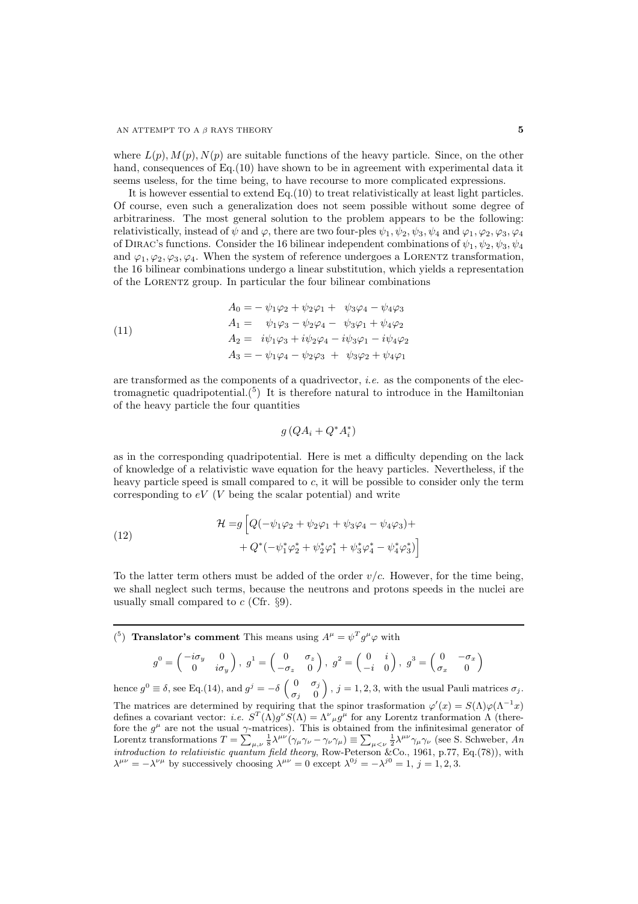where $L(p), M(p), N(p)$ are suitable functions of the heavy particle. Since, on the other hand, consequences of Eq.(10) have shown to be in agreement with experimental data it seems useless, for the time being, to have recourse to more complicated expressions.

It is however essential to extend Eq.(10) to treat relativistically at least light particles. Of course, even such a generalization does not seem possible without some degree of arbitrariness. The most general solution to the problem appears to be the following: relativistically, instead of $\psi$ and $\varphi$, there are two four-ples $\psi_1, \psi_2, \psi_3, \psi_4$ and $\varphi_1, \varphi_2, \varphi_3, \varphi_4$ of DIRAC's functions. Consider the 16 bilinear independent combinations of $\psi_1, \psi_2, \psi_3, \psi_4$ and $\varphi_1, \varphi_2, \varphi_3, \varphi_4$. When the system of reference undergoes a LORENTZ transformation, the 16 bilinear combinations undergo a linear substitution, which yields a representation of the LORENTZ group. In particular the four bilinear combinations

$$
\begin{aligned}
A_0 &= -\psi_1\varphi_2 + \psi_2\varphi_1 + \psi_3\varphi_4 - \psi_4\varphi_3 \\
A_1 &= \psi_1\varphi_3 - \psi_2\varphi_4 - \psi_3\varphi_1 + \psi_4\varphi_2 \\
A_2 &= i\psi_1\varphi_3 + i\psi_2\varphi_4 - i\psi_3\varphi_1 - i\psi_4\varphi_2 \\
A_3 &= -\psi_1\varphi_4 - \psi_2\varphi_3 + \psi_3\varphi_2 + \psi_4\varphi_1
\end{aligned}
\tag{11}
$$

are transformed as the components of a quadrivector, *i.e.* as the components of the electromagnetic quadripotential.(5) It is therefore natural to introduce in the Hamiltonian of the heavy particle the four quantities

$$
g\,(QA_i + Q^* A_i^*)
$$

as in the corresponding quadripotential. Here is met a difficulty depending on the lack of knowledge of a relativistic wave equation for the heavy particles. Nevertheless, if the heavy particle speed is small compared to $c$, it will be possible to consider only the term corresponding to $eV$ ($V$ being the scalar potential) and write

$$
\begin{aligned}
\mathcal{H} = g\Big[ & Q(-\psi_1\varphi_2 + \psi_2\varphi_1 + \psi_3\varphi_4 - \psi_4\varphi_3) + \\
& + Q^*(-\psi_1^*\varphi_2^* + \psi_2^*\varphi_1^* + \psi_3^*\varphi_4^* - \psi_4^*\varphi_3^*)\Big]
\end{aligned}
\tag{12}
$$

To the latter term others must be added of the order $v/c$. However, for the time being, we shall neglect such terms, because the neutrons and protons speeds in the nuclei are usually small compared to $c$ (Cfr. §9).

---

(5) **Translator's comment** This means using $A^\mu = \psi^T g^\mu \varphi$ with

$$
g^0 = \begin{pmatrix} -i\sigma_y & 0 \\ 0 & i\sigma_y \end{pmatrix},\ g^1 = \begin{pmatrix} 0 & \sigma_z \\ -\sigma_z & 0 \end{pmatrix},\ g^2 = \begin{pmatrix} 0 & i \\ -i & 0 \end{pmatrix},\ g^3 = \begin{pmatrix} 0 & -\sigma_x \\ \sigma_x & 0 \end{pmatrix}
$$

hence $g^0 \equiv \delta$, see Eq.(14), and $g^j = -\delta \begin{pmatrix} 0 & \sigma_j \\ \sigma_j & 0 \end{pmatrix}$, $j = 1, 2, 3$, with the usual Pauli matrices $\sigma_j$. The matrices are determined by requiring that the spinor trasformation $\varphi'(x) = S(\Lambda)\varphi(\Lambda^{-1}x)$ defines a covariant vector: *i.e.* $S^T(\Lambda)g^\nu S(\Lambda) = \Lambda^\nu{}_\mu g^\mu$ for any Lorentz tranformation $\Lambda$ (therefore the $g^\mu$ are not the usual $\gamma$-matrices). This is obtained from the infinitesimal generator of Lorentz transformations $T = \sum_{\mu,\nu} \frac{1}{8}\lambda^{\mu\nu}(\gamma_\mu\gamma_\nu - \gamma_\nu\gamma_\mu) \equiv \sum_{\mu<\nu} \frac{1}{2}\lambda^{\mu\nu}\gamma_\mu\gamma_\nu$ (see S. Schweber, *An introduction to relativistic quantum field theory*, Row-Peterson &Co., 1961, p.77, Eq.(78)), with $\lambda^{\mu\nu} = -\lambda^{\nu\mu}$ by successively choosing $\lambda^{\mu\nu} = 0$ except $\lambda^{0j} = -\lambda^{j0} = 1$, $j = 1, 2, 3$.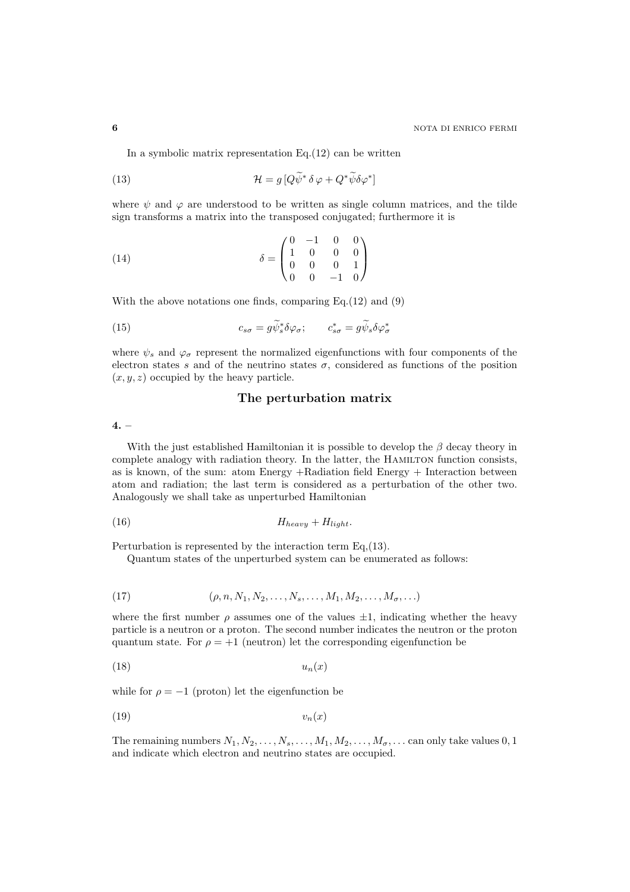In a symbolic matrix representation Eq.(12) can be written

$$\mathcal{H} = g\,[Q\widetilde{\psi}^*\,\delta\,\varphi + Q^*\widetilde{\psi}\delta\varphi^*] \tag{13}$$

where $\psi$ and $\varphi$ are understood to be written as single column matrices, and the tilde sign transforms a matrix into the transposed conjugated; furthermore it is

$$\delta = \begin{pmatrix} 0 & -1 & 0 & 0 \\ 1 & 0 & 0 & 0 \\ 0 & 0 & 0 & 1 \\ 0 & 0 & -1 & 0 \end{pmatrix} \tag{14}$$

With the above notations one finds, comparing Eq.(12) and (9)

$$c_{s\sigma} = g\widetilde{\psi}_s^*\delta\varphi_\sigma; \qquad c_{s\sigma}^* = g\widetilde{\psi}_s\delta\varphi_\sigma^* \tag{15}$$

where $\psi_s$ and $\varphi_\sigma$ represent the normalized eigenfunctions with four components of the electron states $s$ and of the neutrino states $\sigma$, considered as functions of the position $(x, y, z)$ occupied by the heavy particle.

## The perturbation matrix

**4.** –

With the just established Hamiltonian it is possible to develop the $\beta$ decay theory in complete analogy with radiation theory. In the latter, the Hamilton function consists, as is known, of the sum: atom Energy +Radiation field Energy + Interaction between atom and radiation; the last term is considered as a perturbation of the other two. Analogously we shall take as unperturbed Hamiltonian

$$H_{heavy} + H_{light}. \tag{16}$$

Perturbation is represented by the interaction term Eq,(13).

Quantum states of the unperturbed system can be enumerated as follows:

$$(\rho, n, N_1, N_2, \ldots, N_s, \ldots, M_1, M_2, \ldots, M_\sigma, \ldots) \tag{17}$$

where the first number $\rho$ assumes one of the values $\pm 1$, indicating whether the heavy particle is a neutron or a proton. The second number indicates the neutron or the proton quantum state. For $\rho = +1$ (neutron) let the corresponding eigenfunction be

$$u_n(x) \tag{18}$$

while for $\rho = -1$ (proton) let the eigenfunction be

$$v_n(x) \tag{19}$$

The remaining numbers $N_1, N_2, \ldots, N_s, \ldots, M_1, M_2, \ldots, M_\sigma, \ldots$ can only take values $0, 1$ and indicate which electron and neutrino states are occupied.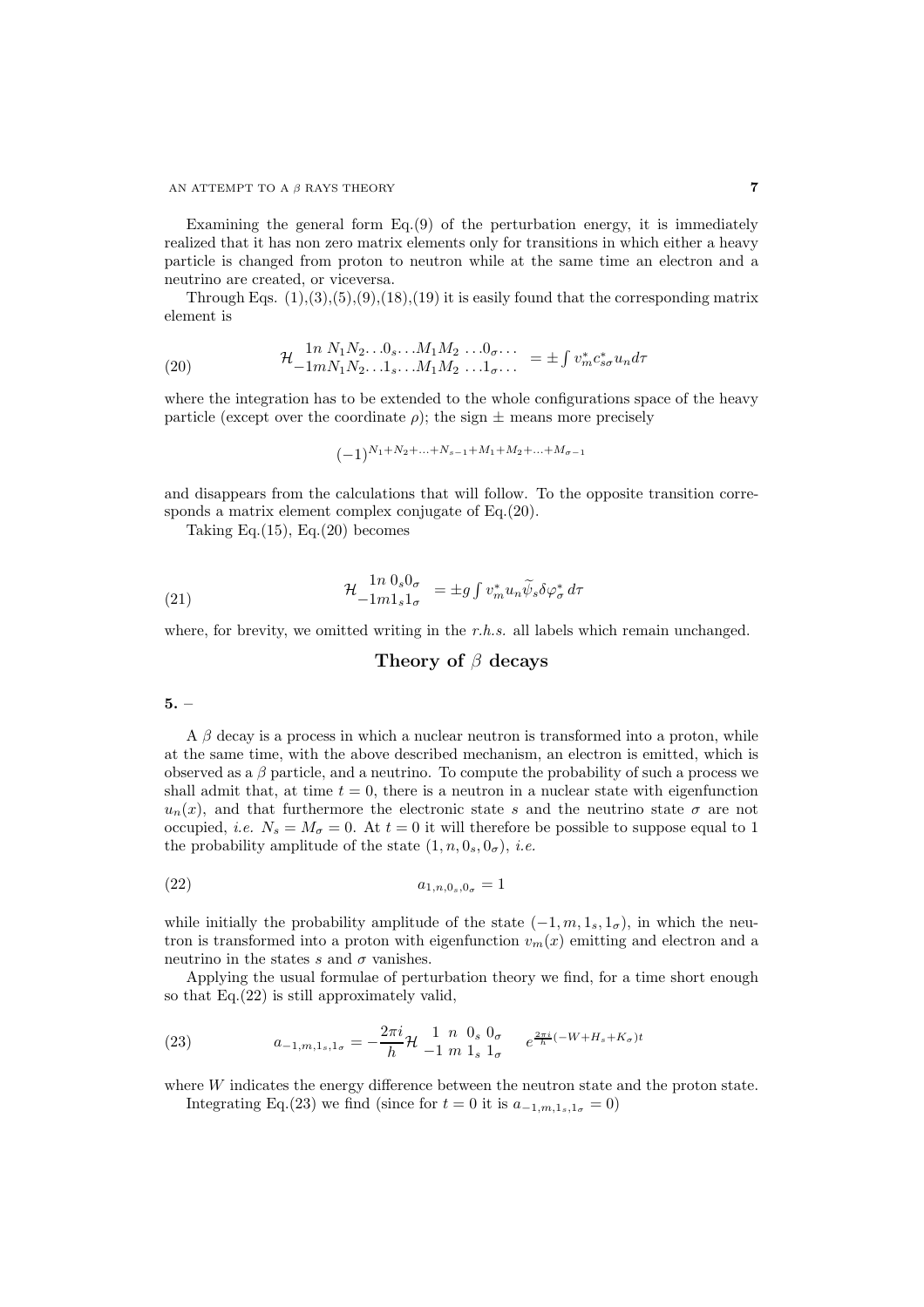Examining the general form Eq.(9) of the perturbation energy, it is immediately realized that it has non zero matrix elements only for transitions in which either a heavy particle is changed from proton to neutron while at the same time an electron and a neutrino are created, or viceversa.

Through Eqs. (1),(3),(5),(9),(18),(19) it is easily found that the corresponding matrix element is

$$\mathcal{H}_{-1mN_1N_2\ldots 1_s\ldots M_1M_2\ \ldots 1_\sigma\ldots}^{\ 1n\ N_1N_2\ldots 0_s\ldots M_1M_2\ \ldots 0_\sigma\ldots} = \pm \int v_m^* c_{s\sigma}^* u_n d\tau \tag{20}$$

where the integration has to be extended to the whole configurations space of the heavy particle (except over the coordinate $\rho$); the sign $\pm$ means more precisely

$$(-1)^{N_1+N_2+\ldots+N_{s-1}+M_1+M_2+\ldots+M_{\sigma-1}}$$

and disappears from the calculations that will follow. To the opposite transition corresponds a matrix element complex conjugate of Eq.(20).

Taking Eq.(15), Eq.(20) becomes

$$\mathcal{H}_{-1m1_s1_\sigma}^{\ 1n\ 0_s0_\sigma} = \pm g \int v_m^* u_n \widetilde{\psi}_s \delta \varphi_\sigma^*\, d\tau \tag{21}$$

where, for brevity, we omitted writing in the *r.h.s.* all labels which remain unchanged.

## Theory of $\beta$ decays

**5.** –

A $\beta$ decay is a process in which a nuclear neutron is transformed into a proton, while at the same time, with the above described mechanism, an electron is emitted, which is observed as a $\beta$ particle, and a neutrino. To compute the probability of such a process we shall admit that, at time $t = 0$, there is a neutron in a nuclear state with eigenfunction $u_n(x)$, and that furthermore the electronic state $s$ and the neutrino state $\sigma$ are not occupied, *i.e.* $N_s = M_\sigma = 0$. At $t = 0$ it will therefore be possible to suppose equal to 1 the probability amplitude of the state $(1, n, 0_s, 0_\sigma)$, *i.e.*

$$a_{1,n,0_s,0_\sigma} = 1 \tag{22}$$

while initially the probability amplitude of the state $(-1, m, 1_s, 1_\sigma)$, in which the neutron is transformed into a proton with eigenfunction $v_m(x)$ emitting and electron and a neutrino in the states $s$ and $\sigma$ vanishes.

Applying the usual formulae of perturbation theory we find, for a time short enough so that Eq.(22) is still approximately valid,

$$a_{-1,m,1_s,1_\sigma} = -\frac{2\pi i}{h}\mathcal{H}_{-1\ m\ 1_s\ 1_\sigma}^{\ 1\ \ n\ \ 0_s\ 0_\sigma}\quad e^{\frac{2\pi i}{h}(-W+H_s+K_\sigma)t} \tag{23}$$

where $W$ indicates the energy difference between the neutron state and the proton state.

Integrating Eq.(23) we find (since for $t = 0$ it is $a_{-1,m,1_s,1_\sigma} = 0$)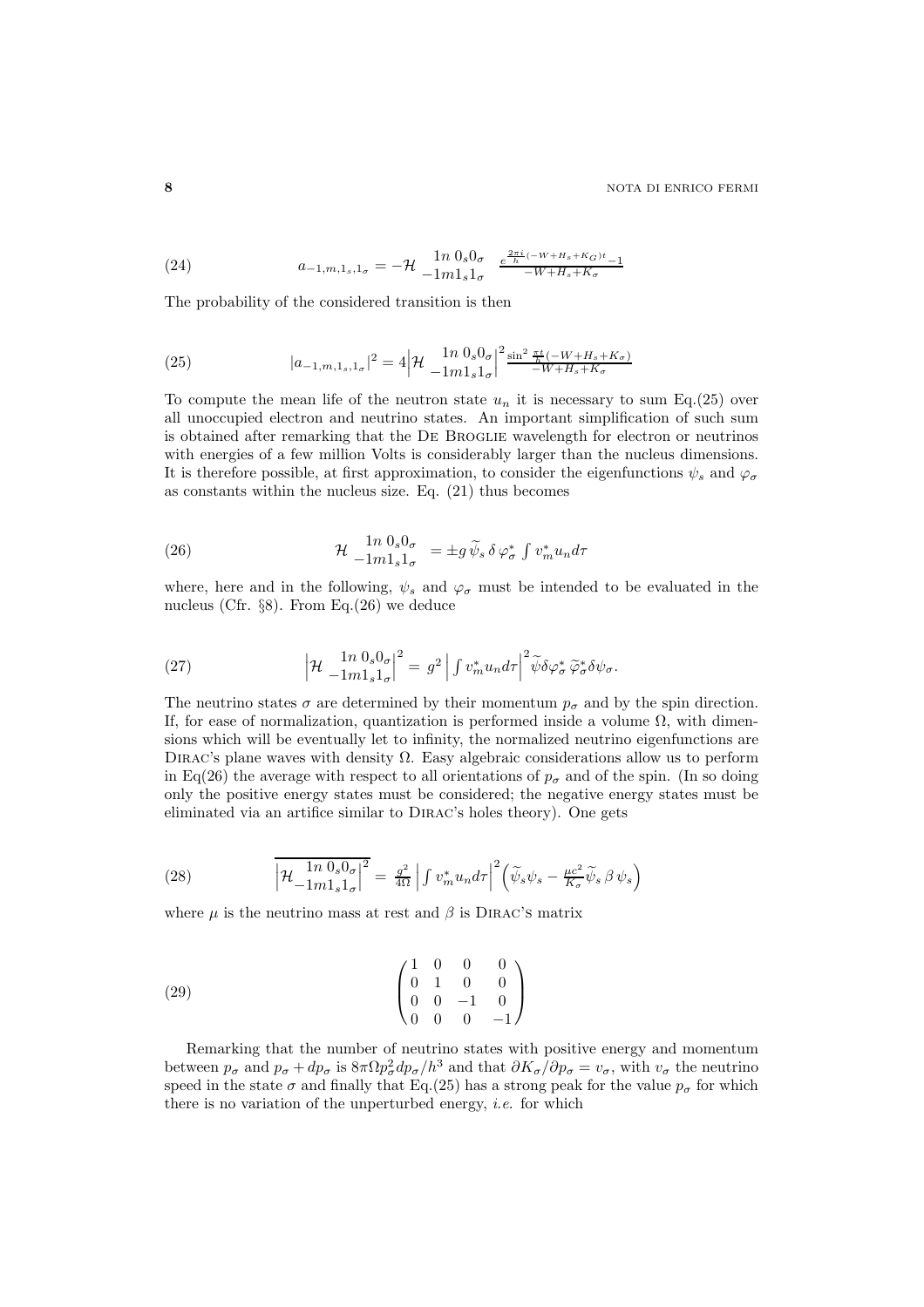$$a_{-1,m,1_s,1_\sigma} = -\mathcal{H}\ {}^{1n\ 0_s 0_\sigma}_{-1m 1_s 1_\sigma}\ \frac{e^{\frac{2\pi i}{h}(-W+H_s+K_G)t}-1}{-W+H_s+K_\sigma} \tag{24}$$

The probability of the considered transition is then

$$|a_{-1,m,1_s,1_\sigma}|^2 = 4\left|\mathcal{H}\ {}^{1n\ 0_s 0_\sigma}_{-1m 1_s 1_\sigma}\right|^2 \frac{\sin^2 \frac{\pi t}{h}(-W+H_s+K_\sigma)}{-W+H_s+K_\sigma} \tag{25}$$

To compute the mean life of the neutron state $u_n$ it is necessary to sum Eq.(25) over all unoccupied electron and neutrino states. An important simplification of such sum is obtained after remarking that the De Broglie wavelength for electron or neutrinos with energies of a few million Volts is considerably larger than the nucleus dimensions. It is therefore possible, at first approximation, to consider the eigenfunctions $\psi_s$ and $\varphi_\sigma$ as constants within the nucleus size. Eq. (21) thus becomes

$$\mathcal{H}\ {}^{1n\ 0_s 0_\sigma}_{-1m 1_s 1_\sigma} = \pm g\, \widetilde{\psi}_s\, \delta\, \varphi^*_\sigma \int v^*_m u_n d\tau \tag{26}$$

where, here and in the following, $\psi_s$ and $\varphi_\sigma$ must be intended to be evaluated in the nucleus (Cfr. §8). From Eq.(26) we deduce

$$\left|\mathcal{H}\ {}^{1n\ 0_s 0_\sigma}_{-1m 1_s 1_\sigma}\right|^2 = g^2 \left|\int v^*_m u_n d\tau\right|^2 \widetilde{\psi}\delta\varphi^*_\sigma\, \widetilde{\varphi}^*_\sigma \delta\psi_\sigma. \tag{27}$$

The neutrino states $\sigma$ are determined by their momentum $p_\sigma$ and by the spin direction. If, for ease of normalization, quantization is performed inside a volume $\Omega$, with dimensions which will be eventually let to infinity, the normalized neutrino eigenfunctions are Dirac's plane waves with density $\Omega$. Easy algebraic considerations allow us to perform in Eq(26) the average with respect to all orientations of $p_\sigma$ and of the spin. (In so doing only the positive energy states must be considered; the negative energy states must be eliminated via an artifice similar to Dirac's holes theory). One gets

$$\overline{\left|\mathcal{H}\ {}^{1n\ 0_s 0_\sigma}_{-1m 1_s 1_\sigma}\right|^2} = \frac{g^2}{4\Omega}\left|\int v^*_m u_n d\tau\right|^2 \left(\widetilde{\psi}_s \psi_s - \frac{\mu c^2}{K_\sigma}\widetilde{\psi}_s\, \beta\, \psi_s\right) \tag{28}$$

where $\mu$ is the neutrino mass at rest and $\beta$ is Dirac's matrix

$$\begin{pmatrix} 1 & 0 & 0 & 0 \\ 0 & 1 & 0 & 0 \\ 0 & 0 & -1 & 0 \\ 0 & 0 & 0 & -1 \end{pmatrix} \tag{29}$$

Remarking that the number of neutrino states with positive energy and momentum between $p_\sigma$ and $p_\sigma + dp_\sigma$ is $8\pi\Omega p^2_\sigma dp_\sigma / h^3$ and that $\partial K_\sigma / \partial p_\sigma = v_\sigma$, with $v_\sigma$ the neutrino speed in the state $\sigma$ and finally that Eq.(25) has a strong peak for the value $p_\sigma$ for which there is no variation of the unperturbed energy, *i.e.* for which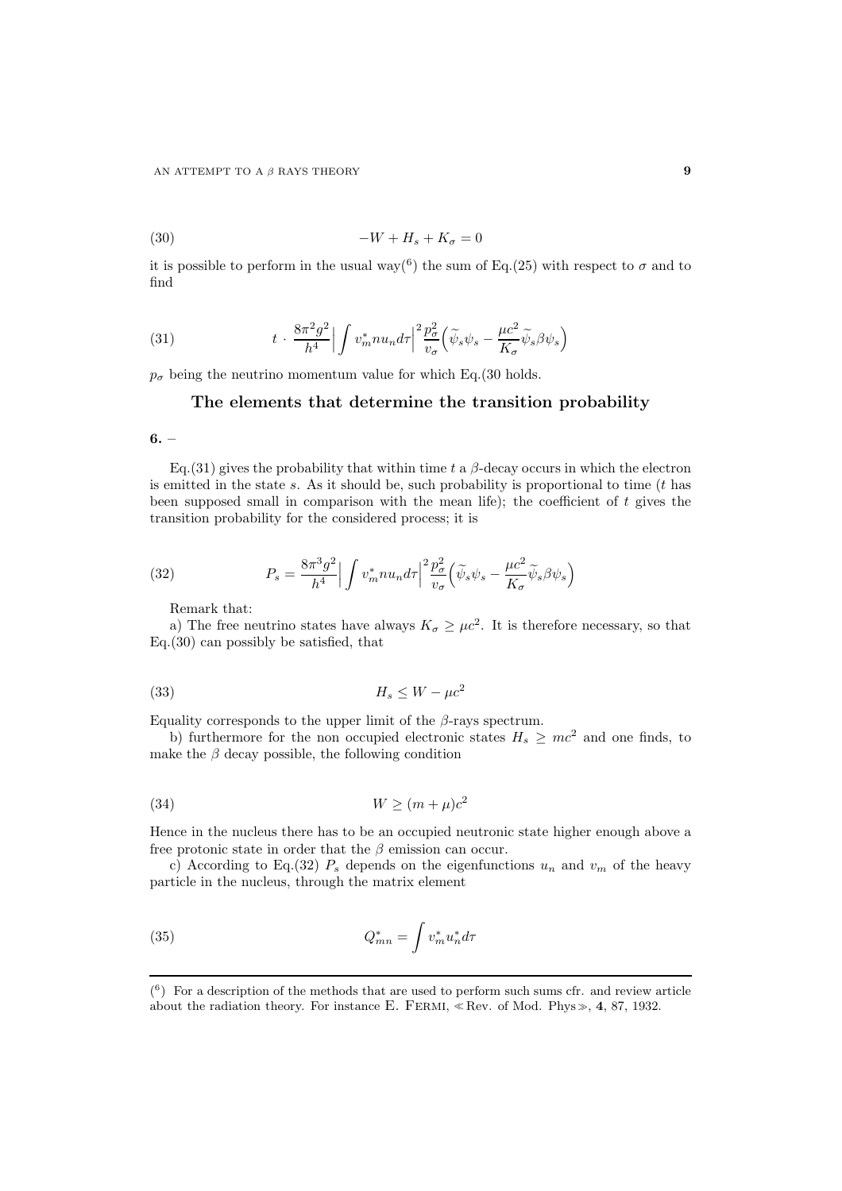$$-W + H_s + K_\sigma = 0 \tag{30}$$

it is possible to perform in the usual way[6] the sum of Eq.(25) with respect to $\sigma$ and to find

$$t \cdot \frac{8\pi^2 g^2}{h^4} \Big| \int v_m^* n u_n d\tau \Big|^2 \frac{p_\sigma^2}{v_\sigma} \Big( \widetilde{\psi}_s \psi_s - \frac{\mu c^2}{K_\sigma} \widetilde{\psi}_s \beta \psi_s \Big) \tag{31}$$

$p_\sigma$ being the neutrino momentum value for which Eq.(30 holds.

## The elements that determine the transition probability

**6.** –

Eq.(31) gives the probability that within time $t$ a $\beta$-decay occurs in which the electron is emitted in the state $s$. As it should be, such probability is proportional to time ($t$ has been supposed small in comparison with the mean life); the coefficient of $t$ gives the transition probability for the considered process; it is

$$P_s = \frac{8\pi^3 g^2}{h^4} \Big| \int v_m^* n u_n d\tau \Big|^2 \frac{p_\sigma^2}{v_\sigma} \Big( \widetilde{\psi}_s \psi_s - \frac{\mu c^2}{K_\sigma} \widetilde{\psi}_s \beta \psi_s \Big) \tag{32}$$

Remark that:

a) The free neutrino states have always $K_\sigma \geq \mu c^2$. It is therefore necessary, so that Eq.(30) can possibly be satisfied, that

$$H_s \leq W - \mu c^2 \tag{33}$$

Equality corresponds to the upper limit of the $\beta$-rays spectrum.

b) furthermore for the non occupied electronic states $H_s \geq mc^2$ and one finds, to make the $\beta$ decay possible, the following condition

$$W \geq (m + \mu)c^2 \tag{34}$$

Hence in the nucleus there has to be an occupied neutronic state higher enough above a free protonic state in order that the $\beta$ emission can occur.

c) According to Eq.(32) $P_s$ depends on the eigenfunctions $u_n$ and $v_m$ of the heavy particle in the nucleus, through the matrix element

$$Q_{mn}^* = \int v_m^* u_n^* d\tau \tag{35}$$

---

[6] For a description of the methods that are used to perform such sums cfr. and review article about the radiation theory. For instance E. Fermi, ≪Rev. of Mod. Phys≫, **4**, 87, 1932.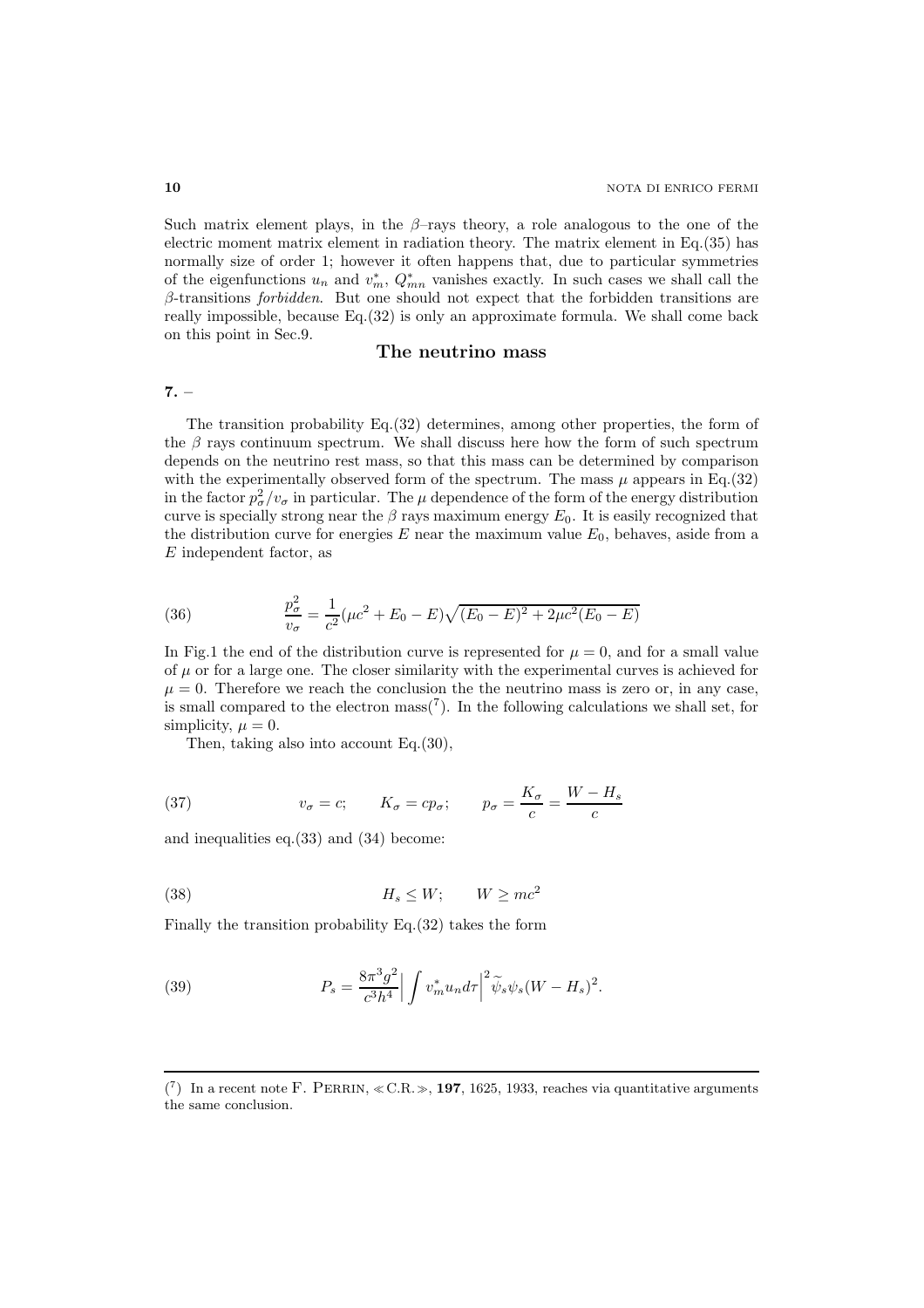Such matrix element plays, in the $\beta$–rays theory, a role analogous to the one of the electric moment matrix element in radiation theory. The matrix element in Eq.(35) has normally size of order 1; however it often happens that, due to particular symmetries of the eigenfunctions $u_n$ and $v_m^*$, $Q_{mn}^*$ vanishes exactly. In such cases we shall call the $\beta$-transitions *forbidden*. But one should not expect that the forbidden transitions are really impossible, because Eq.(32) is only an approximate formula. We shall come back on this point in Sec.9.

## The neutrino mass

**7.** –

The transition probability Eq.(32) determines, among other properties, the form of the $\beta$ rays continuum spectrum. We shall discuss here how the form of such spectrum depends on the neutrino rest mass, so that this mass can be determined by comparison with the experimentally observed form of the spectrum. The mass $\mu$ appears in Eq.(32) in the factor $p_\sigma^2/v_\sigma$ in particular. The $\mu$ dependence of the form of the energy distribution curve is specially strong near the $\beta$ rays maximum energy $E_0$. It is easily recognized that the distribution curve for energies $E$ near the maximum value $E_0$, behaves, aside from a $E$ independent factor, as

$$\frac{p_\sigma^2}{v_\sigma} = \frac{1}{c^2}(\mu c^2 + E_0 - E)\sqrt{(E_0 - E)^2 + 2\mu c^2 (E_0 - E)} \tag{36}$$

In Fig.1 the end of the distribution curve is represented for $\mu = 0$, and for a small value of $\mu$ or for a large one. The closer similarity with the experimental curves is achieved for $\mu = 0$. Therefore we reach the conclusion the the neutrino mass is zero or, in any case, is small compared to the electron mass([7]). In the following calculations we shall set, for simplicity, $\mu = 0$.

Then, taking also into account Eq.(30),

$$v_\sigma = c; \qquad K_\sigma = c p_\sigma; \qquad p_\sigma = \frac{K_\sigma}{c} = \frac{W - H_s}{c} \tag{37}$$

and inequalities eq.(33) and (34) become:

$$H_s \leq W; \qquad W \geq mc^2 \tag{38}$$

Finally the transition probability Eq.(32) takes the form

$$P_s = \frac{8\pi^3 g^2}{c^3 h^4} \Big| \int v_m^* u_n d\tau \Big|^2 \widetilde{\psi}_s \psi_s (W - H_s)^2. \tag{39}$$

---

([7]) In a recent note F. Perrin, ≪C.R.≫, **197**, 1625, 1933, reaches via quantitative arguments the same conclusion.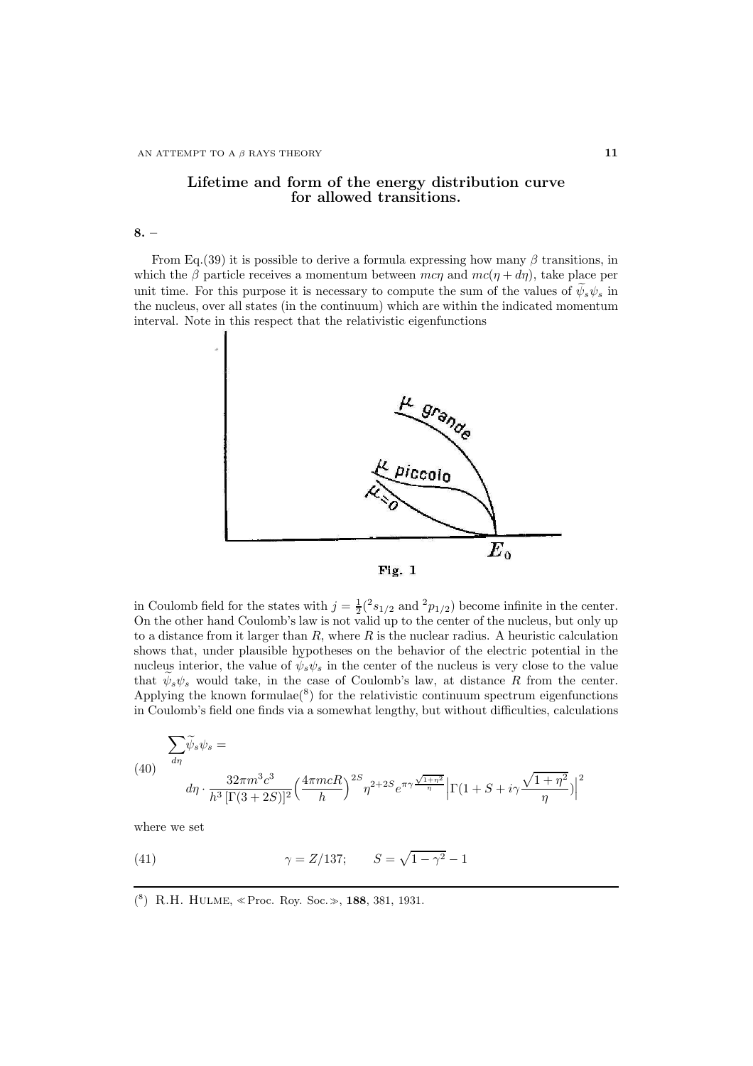## Lifetime and form of the energy distribution curve for allowed transitions.

**8.** –

From Eq.(39) it is possible to derive a formula expressing how many $\beta$ transitions, in which the $\beta$ particle receives a momentum between $mc\eta$ and $mc(\eta + d\eta)$, take place per unit time. For this purpose it is necessary to compute the sum of the values of $\widetilde{\psi}_s \psi_s$ in the nucleus, over all states (in the continuum) which are within the indicated momentum interval. Note in this respect that the relativistic eigenfunctions

Fig. 1

in Coulomb field for the states with $j = \frac{1}{2}(^2s_{1/2}$ and $^2p_{1/2})$ become infinite in the center. On the other hand Coulomb's law is not valid up to the center of the nucleus, but only up to a distance from it larger than $R$, where $R$ is the nuclear radius. A heuristic calculation shows that, under plausible hypotheses on the behavior of the electric potential in the nucleus interior, the value of $\widetilde{\psi}_s \psi_s$ in the center of the nucleus is very close to the value that $\widetilde{\psi}_s \psi_s$ would take, in the case of Coulomb's law, at distance $R$ from the center. Applying the known formulae([8]) for the relativistic continuum spectrum eigenfunctions in Coulomb's field one finds via a somewhat lengthy, but without difficulties, calculations

$$\sum_{d\eta} \widetilde{\psi}_s \psi_s = d\eta \cdot \frac{32\pi m^3 c^3}{h^3 \left[\Gamma(3 + 2S)\right]^2} \Big(\frac{4\pi mcR}{h}\Big)^{2S} \eta^{2+2S} e^{\pi\gamma \frac{\sqrt{1+\eta^2}}{\eta}} \Big|\Gamma(1 + S + i\gamma \frac{\sqrt{1+\eta^2}}{\eta})\Big|^2 \tag{40}$$

where we set

$$\gamma = Z/137; \qquad S = \sqrt{1 - \gamma^2} - 1 \tag{41}$$

---

([8]) R.H. Hulme, ≪Proc. Roy. Soc.≫, **188**, 381, 1931.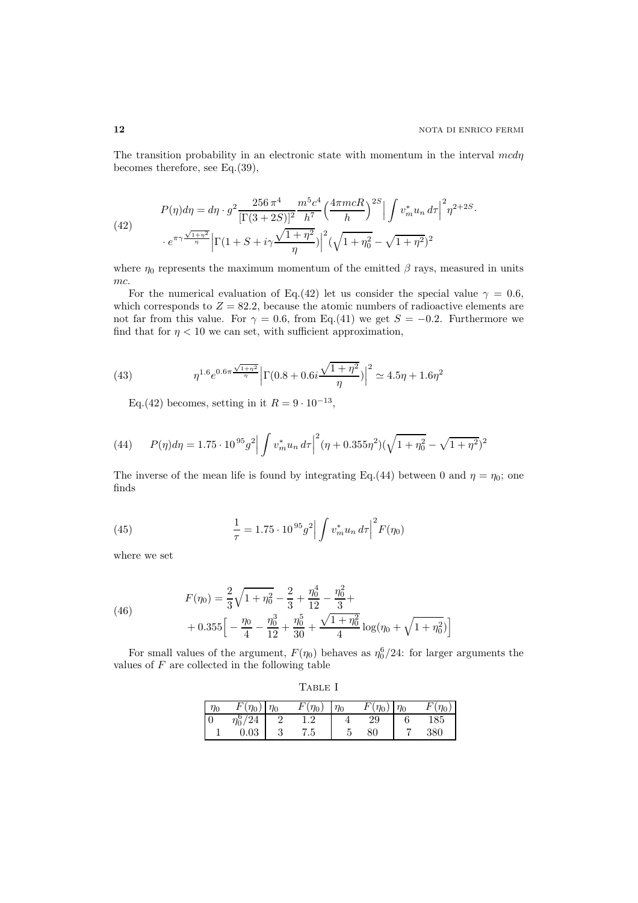The transition probability in an electronic state with momentum in the interval $mcd\eta$ becomes therefore, see Eq.(39),

$$
\begin{aligned}
P(\eta)d\eta = d\eta \cdot g^2 \frac{256\,\pi^4}{[\Gamma(3+2S)]^2} \frac{m^5 c^4}{h^7} \Big(\frac{4\pi mcR}{h}\Big)^{2S} \Big| \int v_m^* u_n \, d\tau \Big|^2 \eta^{2+2S} \cdot \\
\cdot\, e^{\pi\gamma \frac{\sqrt{1+\eta^2}}{\eta}} \Big| \Gamma(1+S+i\gamma\frac{\sqrt{1+\eta^2}}{\eta}) \Big|^2 (\sqrt{1+\eta_0^2} - \sqrt{1+\eta^2})^2
\end{aligned} \tag{42}
$$

where $\eta_0$ represents the maximum momentum of the emitted $\beta$ rays, measured in units $mc$.

For the numerical evaluation of Eq.(42) let us consider the special value $\gamma = 0.6$, which corresponds to $Z = 82.2$, because the atomic numbers of radioactive elements are not far from this value. For $\gamma = 0.6$, from Eq.(41) we get $S = -0.2$. Furthermore we find that for $\eta < 10$ we can set, with sufficient approximation,

$$
\eta^{1.6} e^{0.6\pi \frac{\sqrt{1+\eta^2}}{\eta}} \Big| \Gamma(0.8 + 0.6 i \frac{\sqrt{1+\eta^2}}{\eta}) \Big|^2 \simeq 4.5\eta + 1.6\eta^2 \tag{43}
$$

Eq.(42) becomes, setting in it $R = 9 \cdot 10^{-13}$,

$$
P(\eta)d\eta = 1.75 \cdot 10^{95} g^2 \Big| \int v_m^* u_n \, d\tau \Big|^2 (\eta + 0.355\eta^2)(\sqrt{1+\eta_0^2} - \sqrt{1+\eta^2})^2 \tag{44}
$$

The inverse of the mean life is found by integrating Eq.(44) between 0 and $\eta = \eta_0$; one finds

$$
\frac{1}{\tau} = 1.75 \cdot 10^{95} g^2 \Big| \int v_m^* u_n \, d\tau \Big|^2 F(\eta_0) \tag{45}
$$

where we set

$$
\begin{aligned}
F(\eta_0) = \frac{2}{3}\sqrt{1+\eta_0^2} - \frac{2}{3} + \frac{\eta_0^4}{12} - \frac{\eta_0^2}{3} + \\
+ 0.355 \Big[ -\frac{\eta_0}{4} - \frac{\eta_0^3}{12} + \frac{\eta_0^5}{30} + \frac{\sqrt{1+\eta_0^2}}{4} \log(\eta_0 + \sqrt{1+\eta_0^2}) \Big]
\end{aligned} \tag{46}
$$

For small values of the argument, $F(\eta_0)$ behaves as $\eta_0^6/24$: for larger arguments the values of $F$ are collected in the following table

Table I

| $\eta_0$ | $F(\eta_0)$ | $\eta_0$ | $F(\eta_0)$ | $\eta_0$ | $F(\eta_0)$ | $\eta_0$ | $F(\eta_0)$ |
|---|---|---|---|---|---|---|---|
| 0 | $\eta_0^6/24$ | 2 | 1.2 | 4 | 29 | 6 | 185 |
| 1 | 0.03 | 3 | 7.5 | 5 | 80 | 7 | 380 |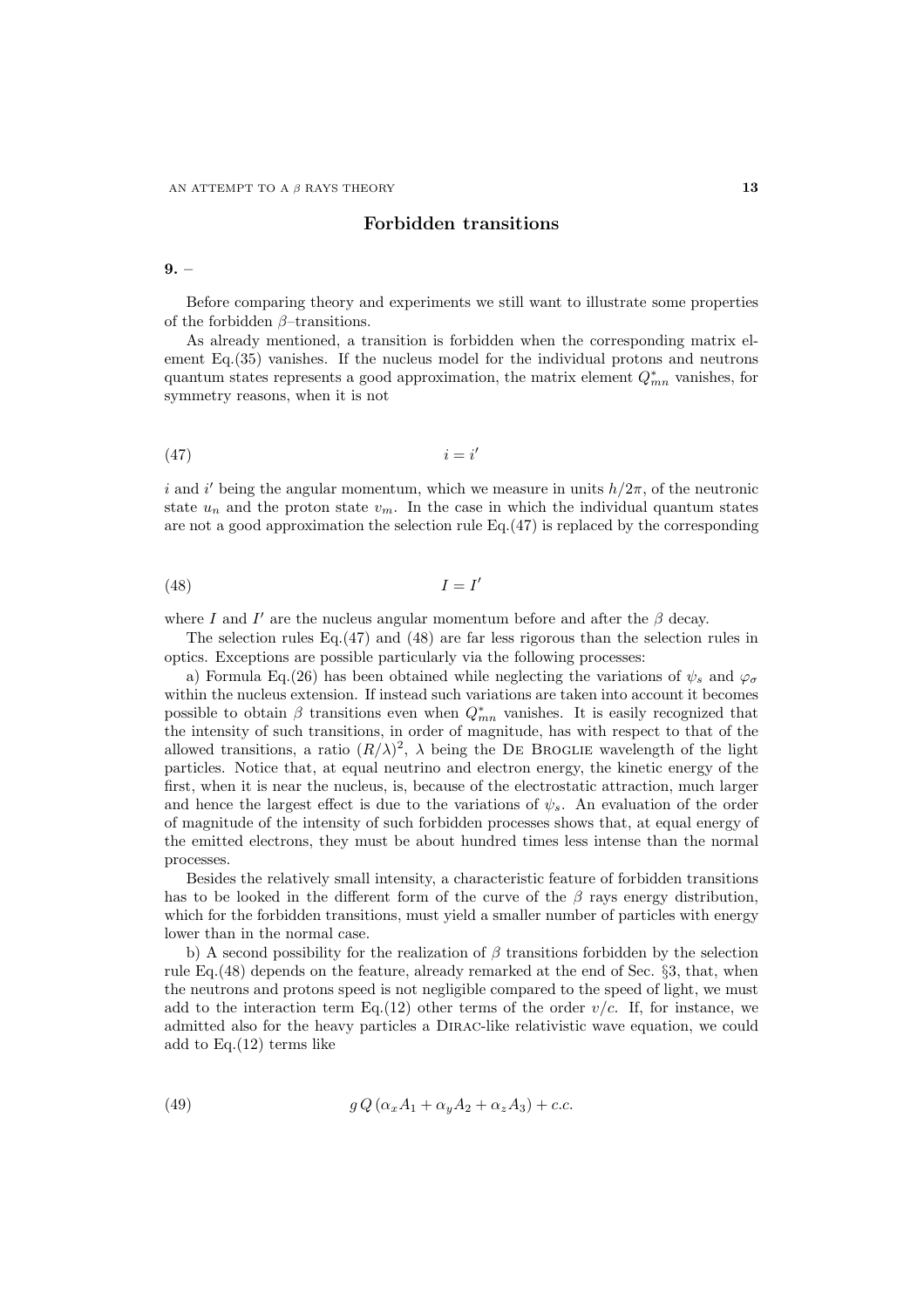## Forbidden transitions

**9.** –

Before comparing theory and experiments we still want to illustrate some properties of the forbidden $\beta$–transitions.

As already mentioned, a transition is forbidden when the corresponding matrix element Eq.(35) vanishes. If the nucleus model for the individual protons and neutrons quantum states represents a good approximation, the matrix element $Q^*_{mn}$ vanishes, for symmetry reasons, when it is not

$$i = i' \tag{47}$$

$i$ and $i'$ being the angular momentum, which we measure in units $h/2\pi$, of the neutronic state $u_n$ and the proton state $v_m$. In the case in which the individual quantum states are not a good approximation the selection rule Eq.(47) is replaced by the corresponding

$$I = I' \tag{48}$$

where $I$ and $I'$ are the nucleus angular momentum before and after the $\beta$ decay.

The selection rules Eq.(47) and (48) are far less rigorous than the selection rules in optics. Exceptions are possible particularly via the following processes:

a) Formula Eq.(26) has been obtained while neglecting the variations of $\psi_s$ and $\varphi_\sigma$ within the nucleus extension. If instead such variations are taken into account it becomes possible to obtain $\beta$ transitions even when $Q^*_{mn}$ vanishes. It is easily recognized that the intensity of such transitions, in order of magnitude, has with respect to that of the allowed transitions, a ratio $(R/\lambda)^2$, $\lambda$ being the De Broglie wavelength of the light particles. Notice that, at equal neutrino and electron energy, the kinetic energy of the first, when it is near the nucleus, is, because of the electrostatic attraction, much larger and hence the largest effect is due to the variations of $\psi_s$. An evaluation of the order of magnitude of the intensity of such forbidden processes shows that, at equal energy of the emitted electrons, they must be about hundred times less intense than the normal processes.

Besides the relatively small intensity, a characteristic feature of forbidden transitions has to be looked in the different form of the curve of the $\beta$ rays energy distribution, which for the forbidden transitions, must yield a smaller number of particles with energy lower than in the normal case.

b) A second possibility for the realization of $\beta$ transitions forbidden by the selection rule Eq.(48) depends on the feature, already remarked at the end of Sec. §3, that, when the neutrons and protons speed is not negligible compared to the speed of light, we must add to the interaction term Eq.(12) other terms of the order $v/c$. If, for instance, we admitted also for the heavy particles a Dirac-like relativistic wave equation, we could add to Eq.(12) terms like

$$g\,Q\,(\alpha_x A_1 + \alpha_y A_2 + \alpha_z A_3) + c.c. \tag{49}$$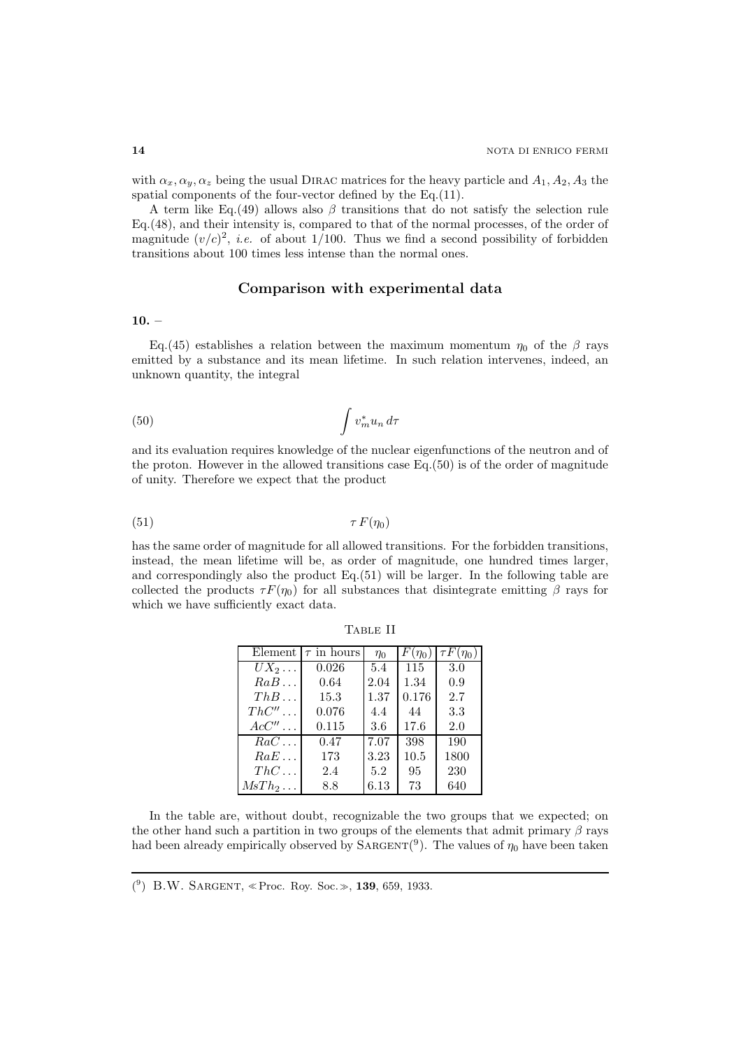with $\alpha_x, \alpha_y, \alpha_z$ being the usual DIRAC matrices for the heavy particle and $A_1, A_2, A_3$ the spatial components of the four-vector defined by the Eq.(11).

A term like Eq.(49) allows also $\beta$ transitions that do not satisfy the selection rule Eq.(48), and their intensity is, compared to that of the normal processes, of the order of magnitude $(v/c)^2$, *i.e.* of about 1/100. Thus we find a second possibility of forbidden transitions about 100 times less intense than the normal ones.

## Comparison with experimental data

**10.** –

Eq.(45) establishes a relation between the maximum momentum $\eta_0$ of the $\beta$ rays emitted by a substance and its mean lifetime. In such relation intervenes, indeed, an unknown quantity, the integral

$$\int v_m^* u_n \, d\tau \tag{50}$$

and its evaluation requires knowledge of the nuclear eigenfunctions of the neutron and of the proton. However in the allowed transitions case Eq.(50) is of the order of magnitude of unity. Therefore we expect that the product

$$\tau \, F(\eta_0) \tag{51}$$

has the same order of magnitude for all allowed transitions. For the forbidden transitions, instead, the mean lifetime will be, as order of magnitude, one hundred times larger, and correspondingly also the product Eq.(51) will be larger. In the following table are collected the products $\tau F(\eta_0)$ for all substances that disintegrate emitting $\beta$ rays for which we have sufficiently exact data.

TABLE II

| Element | $\tau$ in hours | $\eta_0$ | $F(\eta_0)$ | $\tau F(\eta_0)$ |
|---|---|---|---|---|
| $UX_2 \ldots$ | 0.026 | 5.4 | 115 | 3.0 |
| $RaB \ldots$ | 0.64 | 2.04 | 1.34 | 0.9 |
| $ThB \ldots$ | 15.3 | 1.37 | 0.176 | 2.7 |
| $ThC'' \ldots$ | 0.076 | 4.4 | 44 | 3.3 |
| $AcC'' \ldots$ | 0.115 | 3.6 | 17.6 | 2.0 |
| $RaC \ldots$ | 0.47 | 7.07 | 398 | 190 |
| $RaE \ldots$ | 173 | 3.23 | 10.5 | 1800 |
| $ThC \ldots$ | 2.4 | 5.2 | 95 | 230 |
| $MsTh_2 \ldots$ | 8.8 | 6.13 | 73 | 640 |

In the table are, without doubt, recognizable the two groups that we expected; on the other hand such a partition in two groups of the elements that admit primary $\beta$ rays had been already empirically observed by SARGENT[9]. The values of $\eta_0$ have been taken

---

[9] B.W. SARGENT, «Proc. Roy. Soc.», **139**, 659, 1933.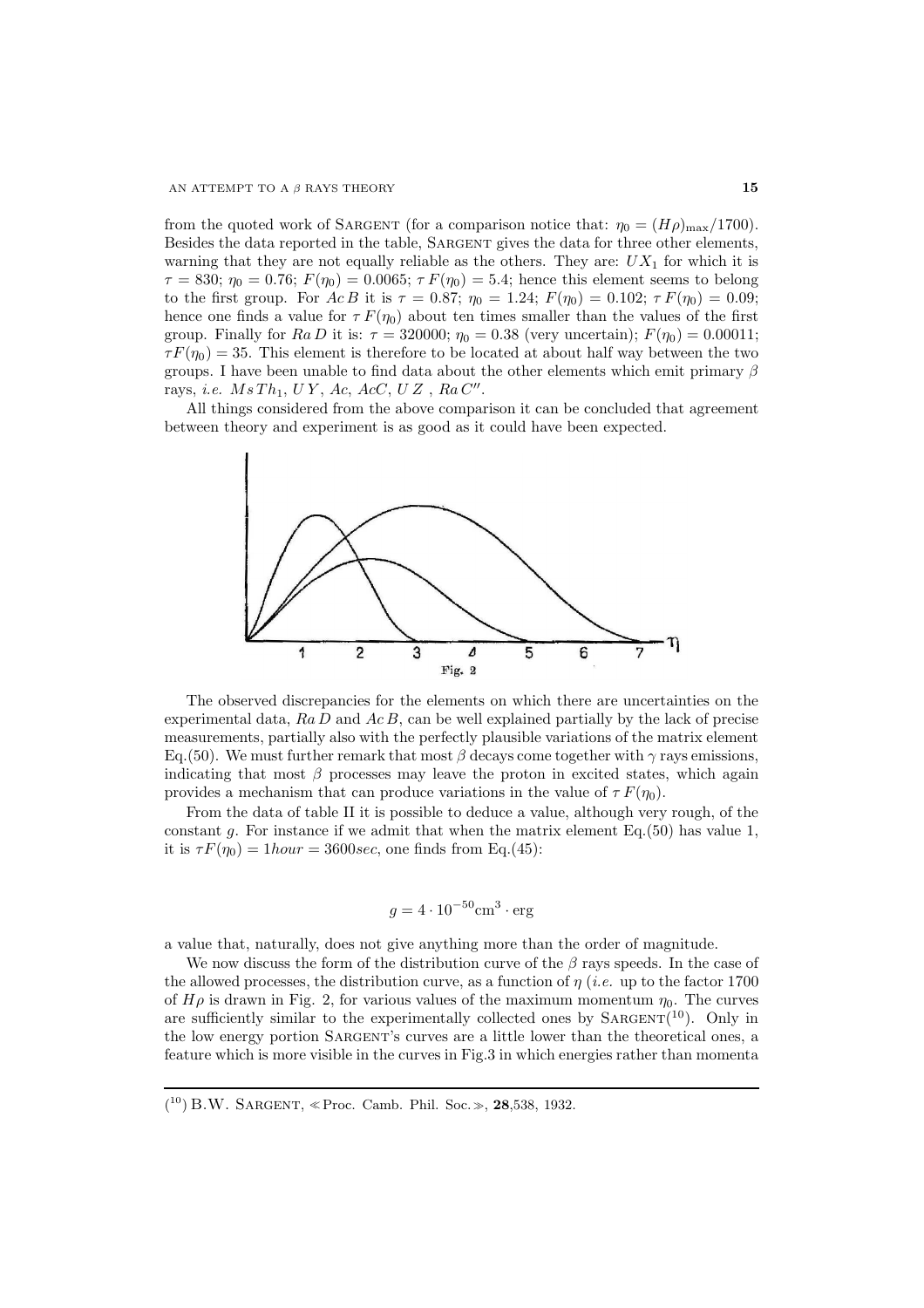from the quoted work of SARGENT (for a comparison notice that: $\eta_0 = (H\rho)_{\max}/1700$). Besides the data reported in the table, SARGENT gives the data for three other elements, warning that they are not equally reliable as the others. They are: $UX_1$ for which it is $\tau = 830$; $\eta_0 = 0.76$; $F(\eta_0) = 0.0065$; $\tau\, F(\eta_0) = 5.4$; hence this element seems to belong to the first group. For $Ac\,B$ it is $\tau = 0.87$; $\eta_0 = 1.24$; $F(\eta_0) = 0.102$; $\tau\, F(\eta_0) = 0.09$; hence one finds a value for $\tau\, F(\eta_0)$ about ten times smaller than the values of the first group. Finally for $Ra\,D$ it is: $\tau = 320000$; $\eta_0 = 0.38$ (very uncertain); $F(\eta_0) = 0.00011$; $\tau F(\eta_0) = 35$. This element is therefore to be located at about half way between the two groups. I have been unable to find data about the other elements which emit primary $\beta$ rays, *i.e.* $MsTh_1$, $UY$, $Ac$, $AcC$, $UZ$, $Ra\,C''$.

All things considered from the above comparison it can be concluded that agreement between theory and experiment is as good as it could have been expected.

Fig. 2

The observed discrepancies for the elements on which there are uncertainties on the experimental data, $Ra\,D$ and $Ac\,B$, can be well explained partially by the lack of precise measurements, partially also with the perfectly plausible variations of the matrix element Eq.(50). We must further remark that most $\beta$ decays come together with $\gamma$ rays emissions, indicating that most $\beta$ processes may leave the proton in excited states, which again provides a mechanism that can produce variations in the value of $\tau\, F(\eta_0)$.

From the data of table II it is possible to deduce a value, although very rough, of the constant $g$. For instance if we admit that when the matrix element Eq.(50) has value 1, it is $\tau F(\eta_0) = 1 hour = 3600 sec$, one finds from Eq.(45):

$$g = 4 \cdot 10^{-50} \text{cm}^3 \cdot \text{erg}$$

a value that, naturally, does not give anything more than the order of magnitude.

We now discuss the form of the distribution curve of the $\beta$ rays speeds. In the case of the allowed processes, the distribution curve, as a function of $\eta$ (*i.e.* up to the factor 1700 of $H\rho$ is drawn in Fig. 2, for various values of the maximum momentum $\eta_0$. The curves are sufficiently similar to the experimentally collected ones by SARGENT[10]. Only in the low energy portion SARGENT's curves are a little lower than the theoretical ones, a feature which is more visible in the curves in Fig.3 in which energies rather than momenta

---

[10] B.W. SARGENT, ≪Proc. Camb. Phil. Soc.≫, **28**,538, 1932.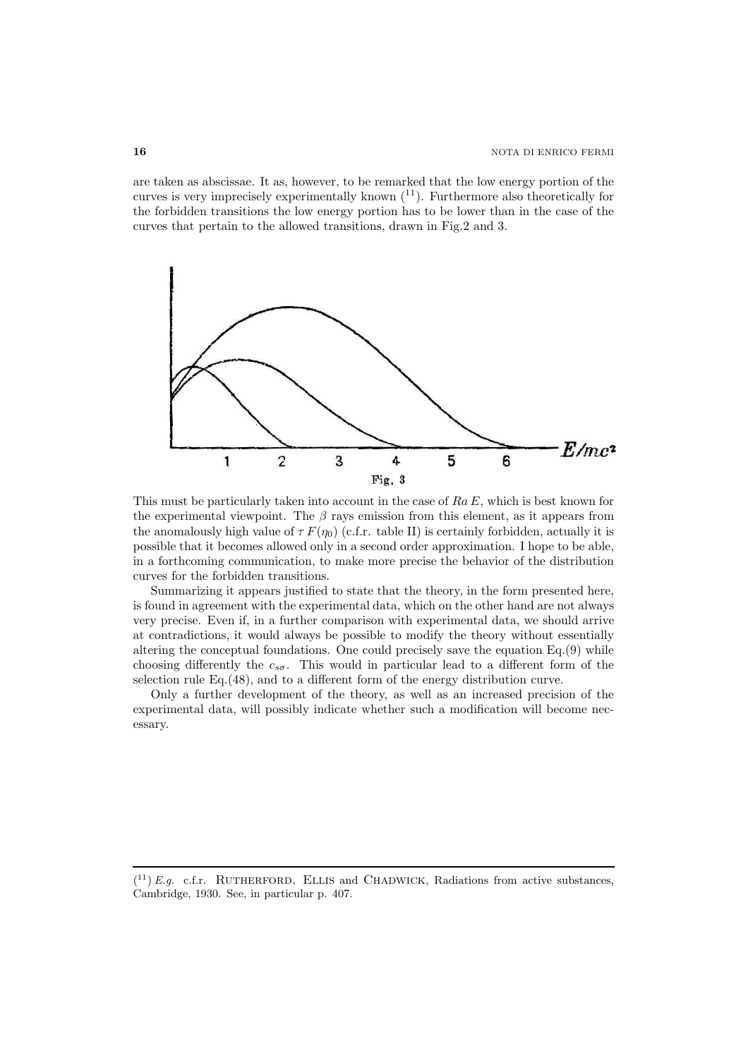are taken as abscissae. It as, however, to be remarked that the low energy portion of the curves is very imprecisely experimentally known [11]. Furthermore also theoretically for the forbidden transitions the low energy portion has to be lower than in the case of the curves that pertain to the allowed transitions, drawn in Fig.2 and 3.

Fig. 3

This must be particularly taken into account in the case of *Ra E*, which is best known for the experimental viewpoint. The $\beta$ rays emission from this element, as it appears from the anomalously high value of $\tau F(\eta_0)$ (c.f.r. table II) is certainly forbidden, actually it is possible that it becomes allowed only in a second order approximation. I hope to be able, in a forthcoming communication, to make more precise the behavior of the distribution curves for the forbidden transitions.

Summarizing it appears justified to state that the theory, in the form presented here, is found in agreement with the experimental data, which on the other hand are not always very precise. Even if, in a further comparison with experimental data, we should arrive at contradictions, it would always be possible to modify the theory without essentially altering the conceptual foundations. One could precisely save the equation Eq.(9) while choosing differently the $c_{s\sigma}$. This would in particular lead to a different form of the selection rule Eq.(48), and to a different form of the energy distribution curve.

Only a further development of the theory, as well as an increased precision of the experimental data, will possibly indicate whether such a modification will become necessary.

---

[11] *E.g.* c.f.r. Rutherford, Ellis and Chadwick, Radiations from active substances, Cambridge, 1930. See, in particular p. 407.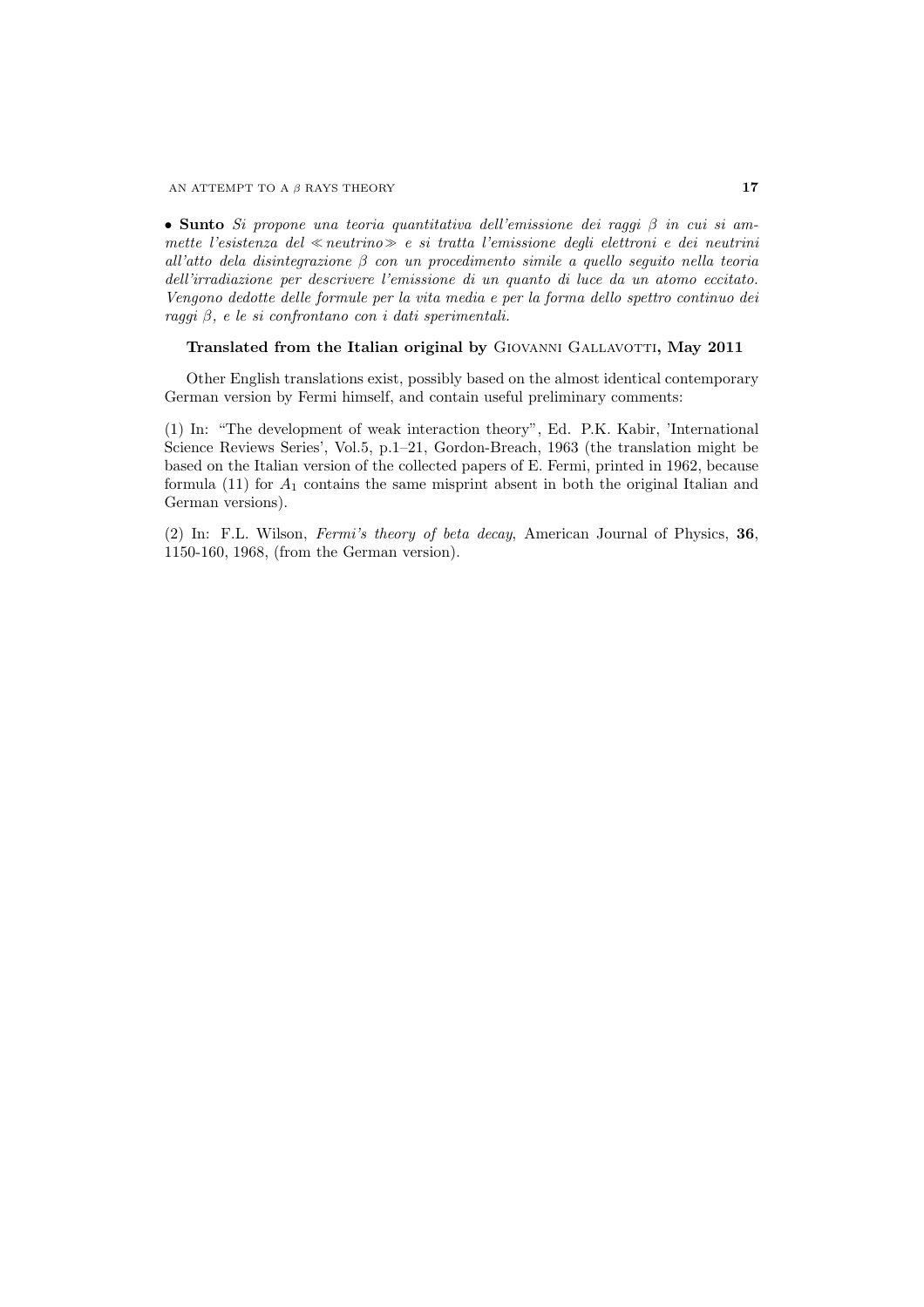• **Sunto** *Si propone una teoria quantitativa dell'emissione dei raggi $\beta$ in cui si ammette l'esistenza del ≪neutrino≫ e si tratta l'emissione degli elettroni e dei neutrini all'atto dela disintegrazione $\beta$ con un procedimento simile a quello seguito nella teoria dell'irradiazione per descrivere l'emissione di un quanto di luce da un atomo eccitato. Vengono dedotte delle formule per la vita media e per la forma dello spettro continuo dei raggi $\beta$, e le si confrontano con i dati sperimentali.*

**Translated from the Italian original by** Giovanni Gallavotti**, May 2011**

Other English translations exist, possibly based on the almost identical contemporary German version by Fermi himself, and contain useful preliminary comments:

(1) In: "The development of weak interaction theory", Ed. P.K. Kabir, 'International Science Reviews Series', Vol.5, p.1–21, Gordon-Breach, 1963 (the translation might be based on the Italian version of the collected papers of E. Fermi, printed in 1962, because formula (11) for $A_1$ contains the same misprint absent in both the original Italian and German versions).

(2) In: F.L. Wilson, *Fermi's theory of beta decay*, American Journal of Physics, **36**, 1150-160, 1968, (from the German version).